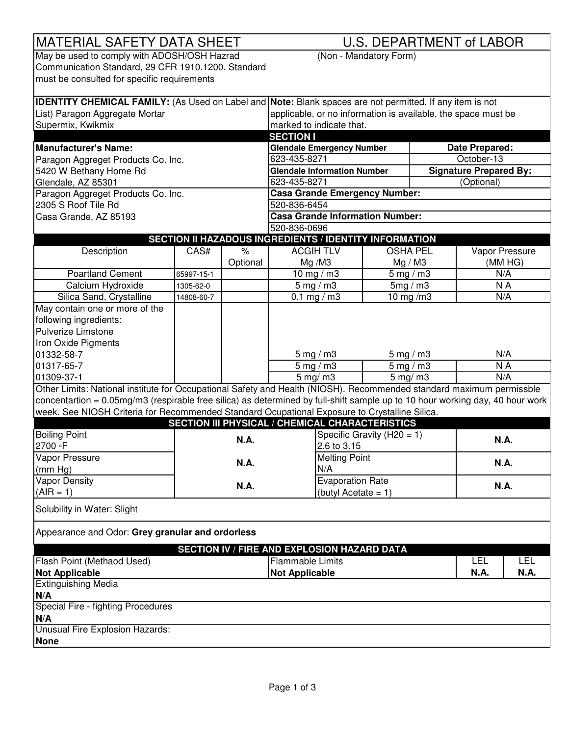# MATERIAL SAFETY DATA SHEET — U.S. DEPARTMENT of LABOR

May be used to comply with ADOSH/OSH Hazrad Communication Standard, 29 CFR 1910.1200. Standard must be consulted for specific requirements

(Non - Mandatory Form)

**IDENTITY CHEMICAL FAMILY:** (As Used on Label and List) Paragon Aggregate Mortar Supermix, Kwikmix

**Note:** Blank spaces are not permitted. If any item is not applicable, or no information is available, the space must be marked to indicate that.

## SECTION I

**Manufacturer's Name:**

Paragon Aggreget Products Co. Inc.
5420 W Bethany Home Rd
Glendale, AZ 85301

Paragon Aggreget Products Co. Inc.
2305 S Roof Tile Rd
Casa Grande, AZ 85193

| Glendale Emergency Number | Date Prepared: |
|---|---|
| 623-435-8271 | October-13 |
| **Glendale Information Number** | **Signature Prepared By:** |
| 623-435-8271 | (Optional) |

**Casa Grande Emergency Number:**
520-836-6454

**Casa Grande Information Number:**
520-836-0696

## SECTION II HAZADOUS INGREDIENTS / IDENTITY INFORMATION

| Description | CAS# | % Optional | ACGIH TLV Mg /M3 | OSHA PEL Mg / M3 | Vapor Pressure (MM HG) |
|---|---|---|---|---|---|
| Poartland Cement | 65997-15-1 | | 10 mg / m3 | 5 mg / m3 | N/A |
| Calcium Hydroxide | 1305-62-0 | | 5 mg / m3 | 5mg / m3 | N A |
| Silica Sand, Crystalline | 14808-60-7 | | 0.1 mg / m3 | 10 mg /m3 | N/A |
| May contain one or more of the following ingredients: | | | | | |
| Pulverize Limstone | | | | | |
| Iron Oxide Pigments | | | | | |
| 01332-58-7 | | | 5 mg / m3 | 5 mg / m3 | N/A |
| 01317-65-7 | | | 5 mg / m3 | 5 mg / m3 | N A |
| 01309-37-1 | | | 5 mg/ m3 | 5 mg/ m3 | N/A |

Other Limits: National institute for Occupational Safety and Health (NIOSH). Recommended standard maximum permissble concentartion = 0.05mg/m3 (respirable free silica) as determined by full-shift sample up to 10 hour working day, 40 hour work week. See NIOSH Criteria for Recommended Standard Ocupational Exposure to Crystalline Silica.

## SECTION III PHYSICAL / CHEMICAL CHARACTERISTICS

| | | | |
|---|---|---|---|
| Boiling Point 2700 ◦F | **N.A.** | Specific Gravity ($H20 = 1$) 2.6 to 3.15 | **N.A.** |
| Vapor Pressure (mm Hg) | **N.A.** | Melting Point N/A | **N.A.** |
| Vapor Density (AIR = 1) | **N.A.** | Evaporation Rate (butyl Acetate = 1) | **N.A.** |

Solubility in Water: Slight

Appearance and Odor: **Grey granular and ordorless**

## SECTION IV / FIRE AND EXPLOSION HAZARD DATA

| Flash Point (Methaod Used) | Flammable Limits | LEL | LEL |
|---|---|---|---|
| **Not Applicable** | **Not Applicable** | **N.A.** | **N.A.** |

Extinguishing Media
**N/A**

Special Fire - fighting Procedures
**N/A**

Unusual Fire Explosion Hazards:
**None**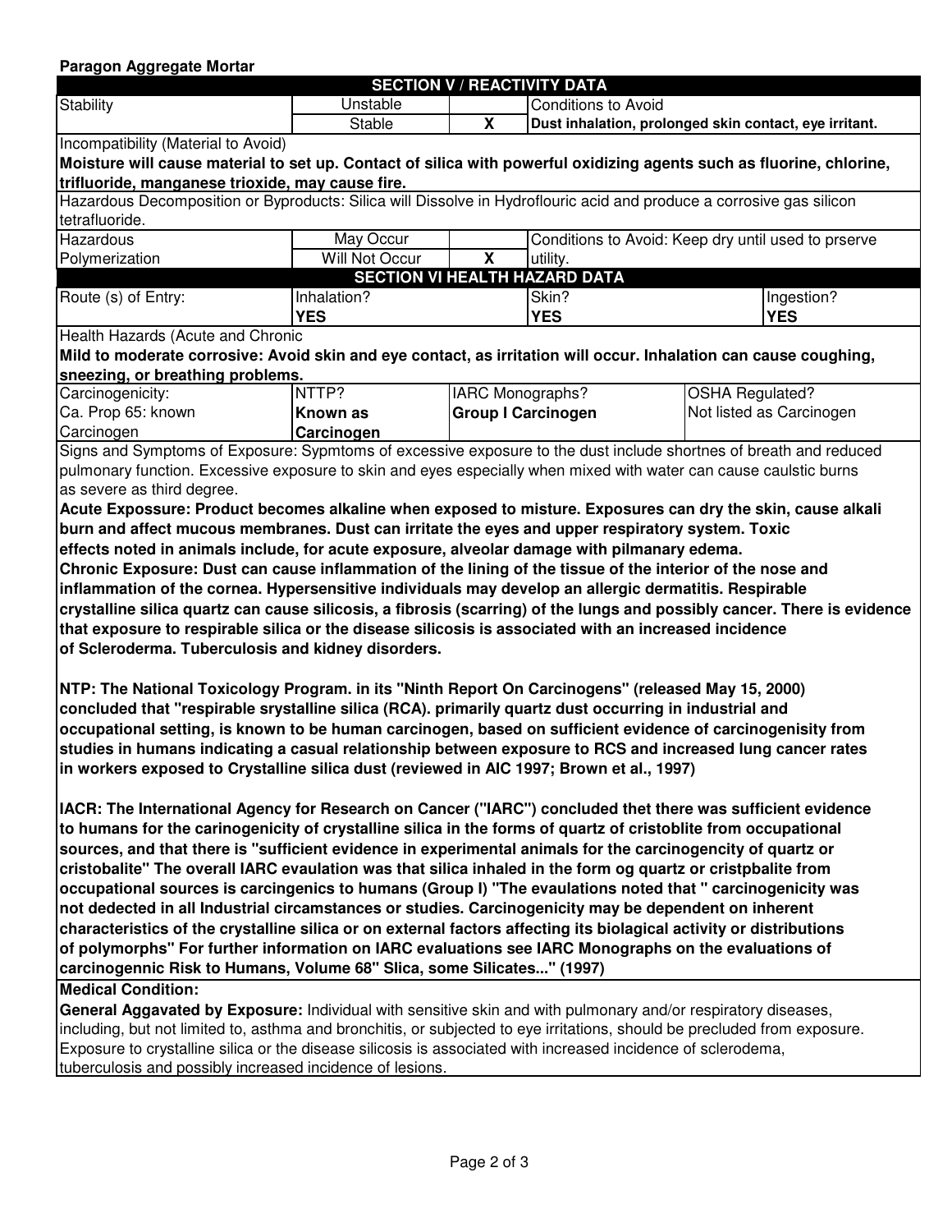**Paragon Aggregate Mortar**

## SECTION V / REACTIVITY DATA

| Stability | | | |
|---|---|---|---|
| Stability | Unstable | | Conditions to Avoid |
| | Stable | X | **Dust inhalation, prolonged skin contact, eye irritant.** |

Incompatibility (Material to Avoid)

**Moisture will cause material to set up. Contact of silica with powerful oxidizing agents such as fluorine, chlorine, trifluoride, manganese trioxide, may cause fire.**

Hazardous Decomposition or Byproducts: Silica will Dissolve in Hydroflouric acid and produce a corrosive gas silicon tetrafluoride.

| Hazardous Polymerization | | | |
|---|---|---|---|
| Hazardous | May Occur | | Conditions to Avoid: Keep dry until used to prserve |
| Polymerization | Will Not Occur | X | utility. |

## SECTION VI HEALTH HAZARD DATA

| Route (s) of Entry: | Inhalation? | Skin? | Ingestion? |
|---|---|---|---|
| | **YES** | **YES** | **YES** |

Health Hazards (Acute and Chronic

**Mild to moderate corrosive: Avoid skin and eye contact, as irritation will occur. Inhalation can cause coughing, sneezing, or breathing problems.**

| Carcinogenicity: | NTTP? | IARC Monographs? | OSHA Regulated? |
|---|---|---|---|
| Ca. Prop 65: known Carcinogen | **Known as Carcinogen** | **Group I Carcinogen** | Not listed as Carcinogen |

Signs and Symptoms of Exposure: Sypmtoms of excessive exposure to the dust include shortnes of breath and reduced pulmonary function. Excessive exposure to skin and eyes especially when mixed with water can cause caulstic burns as severe as third degree.

**Acute Expossure: Product becomes alkaline when exposed to misture. Exposures can dry the skin, cause alkali burn and affect mucous membranes. Dust can irritate the eyes and upper respiratory system. Toxic effects noted in animals include, for acute exposure, alveolar damage with pilmanary edema.**

**Chronic Exposure: Dust can cause inflammation of the lining of the tissue of the interior of the nose and inflammation of the cornea. Hypersensitive individuals may develop an allergic dermatitis. Respirable crystalline silica quartz can cause silicosis, a fibrosis (scarring) of the lungs and possibly cancer. There is evidence that exposure to respirable silica or the disease silicosis is associated with an increased incidence of Scleroderma. Tuberculosis and kidney disorders.**

**NTP: The National Toxicology Program. in its "Ninth Report On Carcinogens" (released May 15, 2000) concluded that "respirable srystalline silica (RCA). primarily quartz dust occurring in industrial and occupational setting, is known to be human carcinogen, based on sufficient evidence of carcinogenisity from studies in humans indicating a casual relationship between exposure to RCS and increased lung cancer rates in workers exposed to Crystalline silica dust (reviewed in AIC 1997; Brown et al., 1997)**

**IACR: The International Agency for Research on Cancer ("IARC") concluded thet there was sufficient evidence to humans for the carinogenicity of crystalline silica in the forms of quartz of cristoblite from occupational sources, and that there is "sufficient evidence in experimental animals for the carcinogencity of quartz or cristobalite" The overall IARC evaulation was that silica inhaled in the form og quartz or cristpbalite from occupational sources is carcingenics to humans (Group I) "The evaulations noted that " carcinogenicity was not dedected in all Industrial circamstances or studies. Carcinogenicity may be dependent on inherent characteristics of the crystalline silica or on external factors affecting its biolagical activity or distributions of polymorphs" For further information on IARC evaluations see IARC Monographs on the evaluations of carcinogennic Risk to Humans, Volume 68" Slica, some Silicates..." (1997)**

**Medical Condition:**

**General Aggavated by Exposure:** Individual with sensitive skin and with pulmonary and/or respiratory diseases, including, but not limited to, asthma and bronchitis, or subjected to eye irritations, should be precluded from exposure. Exposure to crystalline silica or the disease silicosis is associated with increased incidence of sclerodema, tuberculosis and possibly increased incidence of lesions.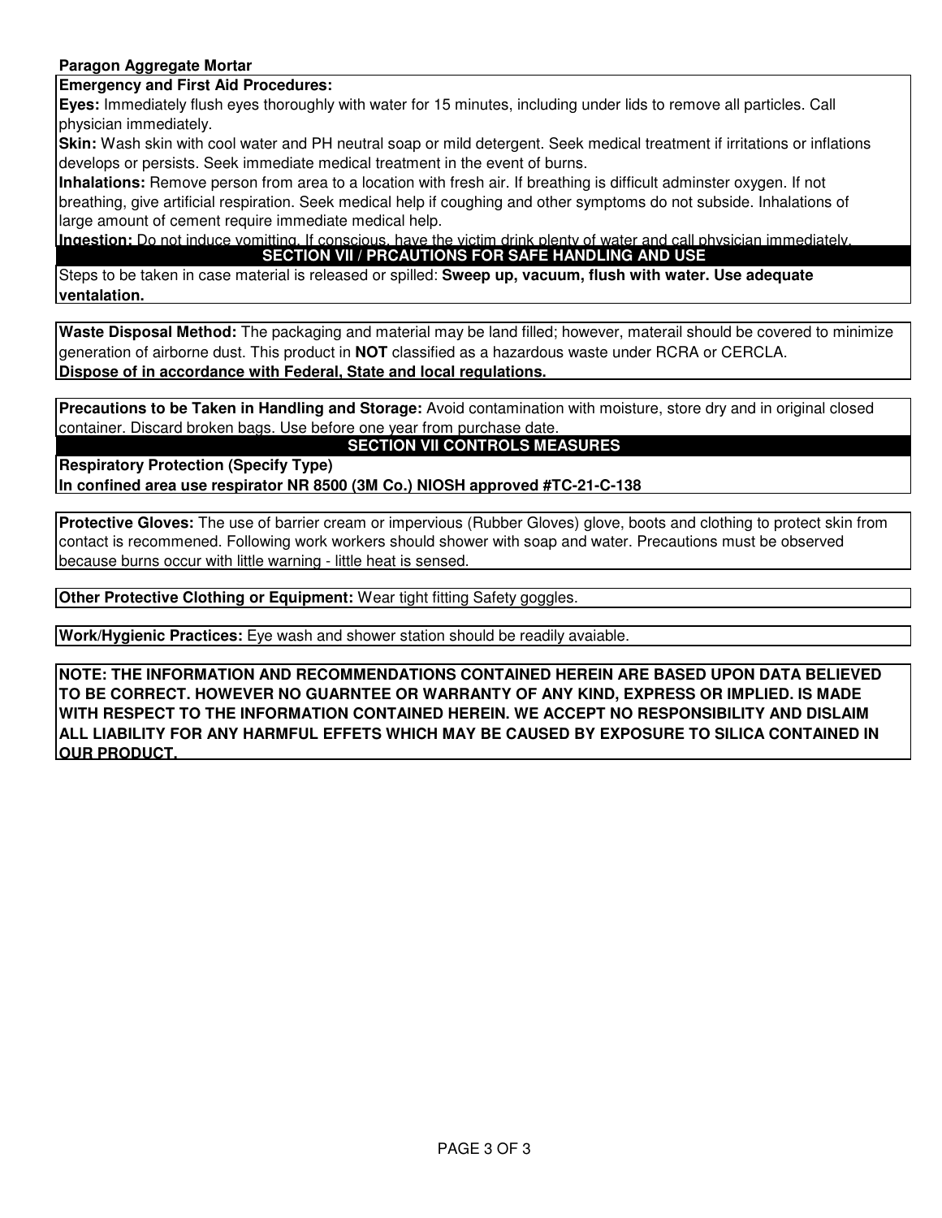**Paragon Aggregate Mortar**

**Emergency and First Aid Procedures:**

**Eyes:** Immediately flush eyes thoroughly with water for 15 minutes, including under lids to remove all particles. Call physician immediately.

**Skin:** Wash skin with cool water and PH neutral soap or mild detergent. Seek medical treatment if irritations or inflations develops or persists. Seek immediate medical treatment in the event of burns.

**Inhalations:** Remove person from area to a location with fresh air. If breathing is difficult adminster oxygen. If not breathing, give artificial respiration. Seek medical help if coughing and other symptoms do not subside. Inhalations of large amount of cement require immediate medical help.

**Ingestion:** Do not induce vomitting. If conscious, have the victim drink plenty of water and call physician immediately.

## SECTION VII / PRCAUTIONS FOR SAFE HANDLING AND USE

Steps to be taken in case material is released or spilled: **Sweep up, vacuum, flush with water. Use adequate ventalation.**

**Waste Disposal Method:** The packaging and material may be land filled; however, materail should be covered to minimize generation of airborne dust. This product in **NOT** classified as a hazardous waste under RCRA or CERCLA.
**Dispose of in accordance with Federal, State and local regulations.**

**Precautions to be Taken in Handling and Storage:** Avoid contamination with moisture, store dry and in original closed container. Discard broken bags. Use before one year from purchase date.

## SECTION VII CONTROLS MEASURES

**Respiratory Protection (Specify Type)**
**In confined area use respirator NR 8500 (3M Co.) NIOSH approved #TC-21-C-138**

**Protective Gloves:** The use of barrier cream or impervious (Rubber Gloves) glove, boots and clothing to protect skin from contact is recommened. Following work workers should shower with soap and water. Precautions must be observed because burns occur with little warning - little heat is sensed.

**Other Protective Clothing or Equipment:** Wear tight fitting Safety goggles.

**Work/Hygienic Practices:** Eye wash and shower station should be readily avaiable.

**NOTE: THE INFORMATION AND RECOMMENDATIONS CONTAINED HEREIN ARE BASED UPON DATA BELIEVED TO BE CORRECT. HOWEVER NO GUARNTEE OR WARRANTY OF ANY KIND, EXPRESS OR IMPLIED. IS MADE WITH RESPECT TO THE INFORMATION CONTAINED HEREIN. WE ACCEPT NO RESPONSIBILITY AND DISLAIM ALL LIABILITY FOR ANY HARMFUL EFFETS WHICH MAY BE CAUSED BY EXPOSURE TO SILICA CONTAINED IN OUR PRODUCT.**